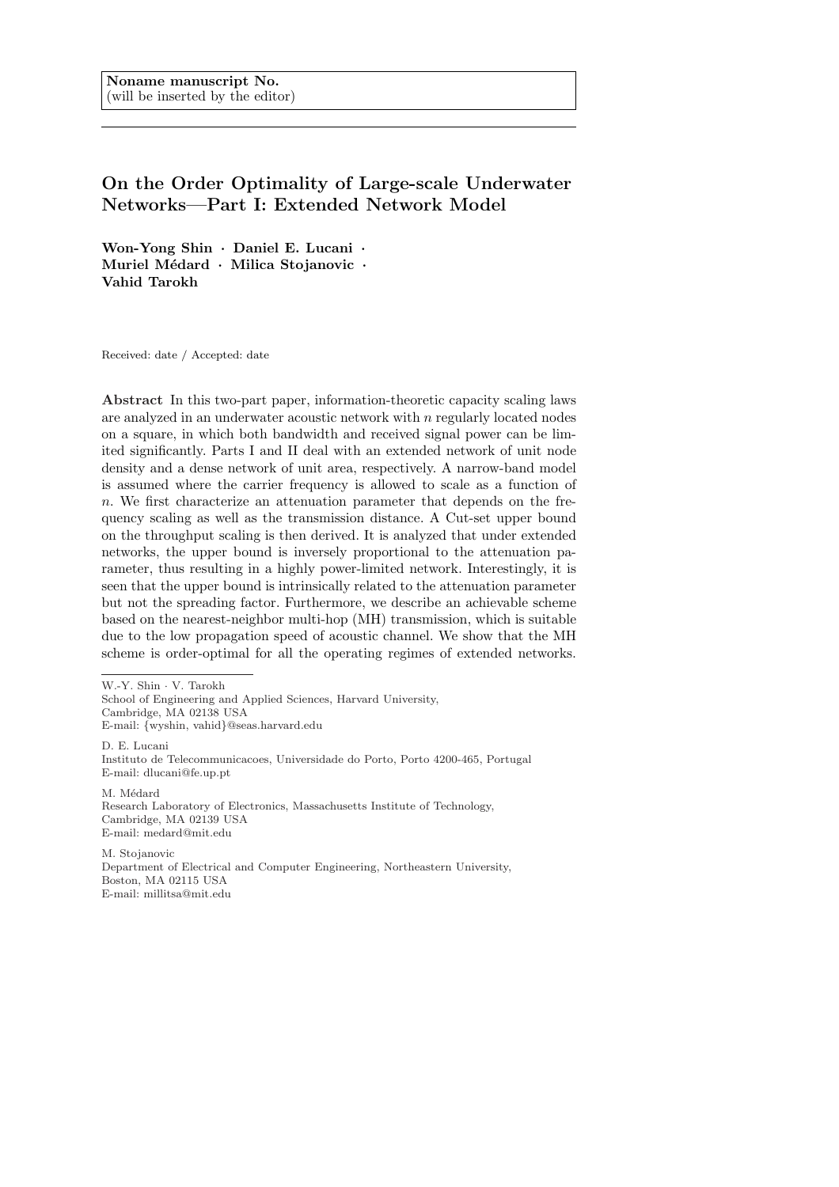**Noname manuscript No.**
(will be inserted by the editor)

# On the Order Optimality of Large-scale Underwater Networks—Part I: Extended Network Model

**Won-Yong Shin · Daniel E. Lucani · Muriel Médard · Milica Stojanovic · Vahid Tarokh**

Received: date / Accepted: date

**Abstract** In this two-part paper, information-theoretic capacity scaling laws are analyzed in an underwater acoustic network with $n$ regularly located nodes on a square, in which both bandwidth and received signal power can be limited significantly. Parts I and II deal with an extended network of unit node density and a dense network of unit area, respectively. A narrow-band model is assumed where the carrier frequency is allowed to scale as a function of $n$. We first characterize an attenuation parameter that depends on the frequency scaling as well as the transmission distance. A Cut-set upper bound on the throughput scaling is then derived. It is analyzed that under extended networks, the upper bound is inversely proportional to the attenuation parameter, thus resulting in a highly power-limited network. Interestingly, it is seen that the upper bound is intrinsically related to the attenuation parameter but not the spreading factor. Furthermore, we describe an achievable scheme based on the nearest-neighbor multi-hop (MH) transmission, which is suitable due to the low propagation speed of acoustic channel. We show that the MH scheme is order-optimal for all the operating regimes of extended networks.

---

W.-Y. Shin · V. Tarokh
School of Engineering and Applied Sciences, Harvard University,
Cambridge, MA 02138 USA
E-mail: {wyshin, vahid}@seas.harvard.edu

D. E. Lucani
Instituto de Telecommunicacoes, Universidade do Porto, Porto 4200-465, Portugal
E-mail: dlucani@fe.up.pt

M. Médard
Research Laboratory of Electronics, Massachusetts Institute of Technology,
Cambridge, MA 02139 USA
E-mail: medard@mit.edu

M. Stojanovic
Department of Electrical and Computer Engineering, Northeastern University,
Boston, MA 02115 USA
E-mail: millitsa@mit.edu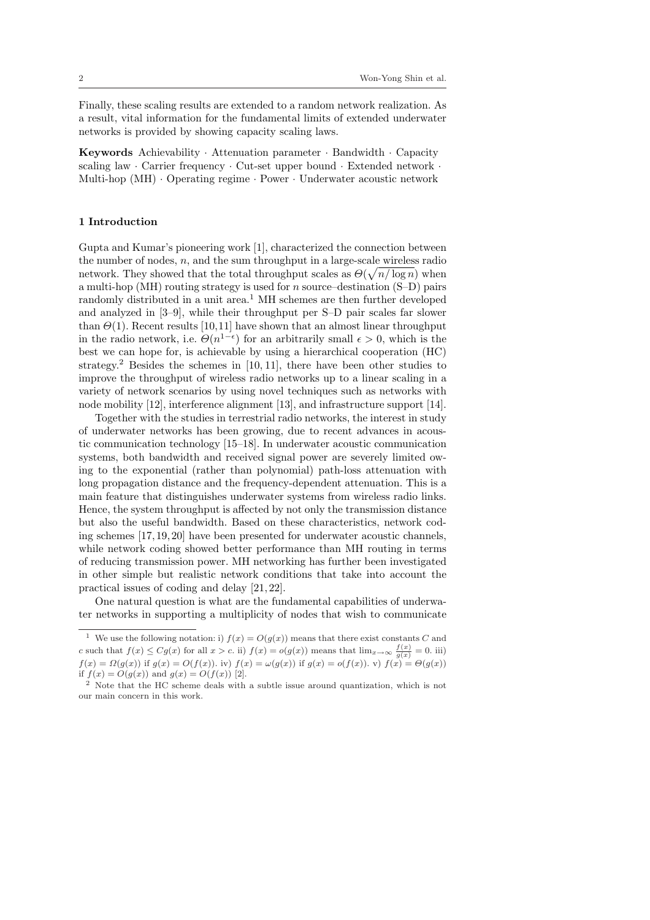Finally, these scaling results are extended to a random network realization. As a result, vital information for the fundamental limits of extended underwater networks is provided by showing capacity scaling laws.

**Keywords** Achievability · Attenuation parameter · Bandwidth · Capacity scaling law · Carrier frequency · Cut-set upper bound · Extended network · Multi-hop (MH) · Operating regime · Power · Underwater acoustic network

## 1 Introduction

Gupta and Kumar's pioneering work [1], characterized the connection between the number of nodes, $n$, and the sum throughput in a large-scale wireless radio network. They showed that the total throughput scales as $\Theta(\sqrt{n/\log n})$ when a multi-hop (MH) routing strategy is used for $n$ source–destination (S–D) pairs randomly distributed in a unit area.[1] MH schemes are then further developed and analyzed in [3–9], while their throughput per S–D pair scales far slower than $\Theta(1)$. Recent results [10,11] have shown that an almost linear throughput in the radio network, i.e. $\Theta(n^{1-\epsilon})$ for an arbitrarily small $\epsilon > 0$, which is the best we can hope for, is achievable by using a hierarchical cooperation (HC) strategy.[2] Besides the schemes in [10, 11], there have been other studies to improve the throughput of wireless radio networks up to a linear scaling in a variety of network scenarios by using novel techniques such as networks with node mobility [12], interference alignment [13], and infrastructure support [14].

Together with the studies in terrestrial radio networks, the interest in study of underwater networks has been growing, due to recent advances in acoustic communication technology [15–18]. In underwater acoustic communication systems, both bandwidth and received signal power are severely limited owing to the exponential (rather than polynomial) path-loss attenuation with long propagation distance and the frequency-dependent attenuation. This is a main feature that distinguishes underwater systems from wireless radio links. Hence, the system throughput is affected by not only the transmission distance but also the useful bandwidth. Based on these characteristics, network coding schemes [17,19,20] have been presented for underwater acoustic channels, while network coding showed better performance than MH routing in terms of reducing transmission power. MH networking has further been investigated in other simple but realistic network conditions that take into account the practical issues of coding and delay [21,22].

One natural question is what are the fundamental capabilities of underwater networks in supporting a multiplicity of nodes that wish to communicate

---

[1] We use the following notation: i) $f(x) = O(g(x))$ means that there exist constants $C$ and $c$ such that $f(x) \leq Cg(x)$ for all $x > c$. ii) $f(x) = o(g(x))$ means that $\lim_{x\to\infty} \frac{f(x)}{g(x)} = 0$. iii) $f(x) = \Omega(g(x))$ if $g(x) = O(f(x))$. iv) $f(x) = \omega(g(x))$ if $g(x) = o(f(x))$. v) $f(x) = \Theta(g(x))$ if $f(x) = O(g(x))$ and $g(x) = O(f(x))$ [2].

[2] Note that the HC scheme deals with a subtle issue around quantization, which is not our main concern in this work.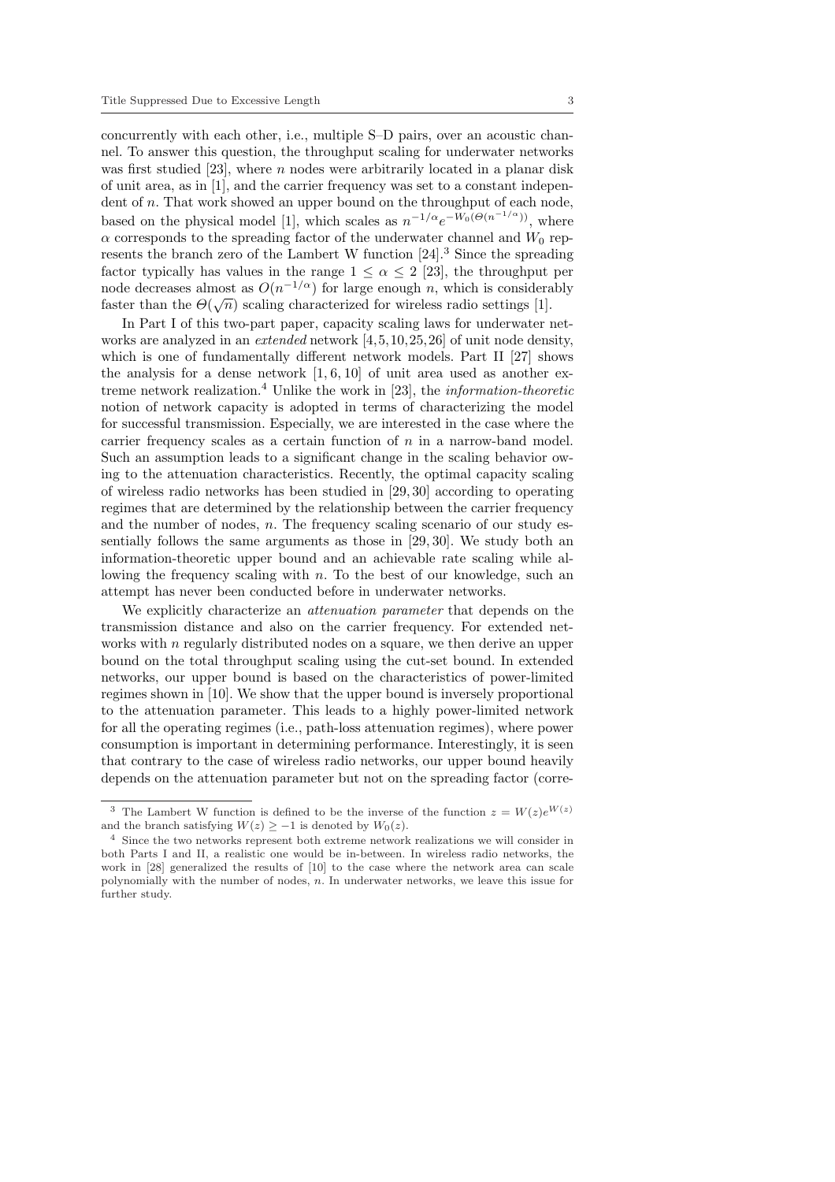concurrently with each other, i.e., multiple S–D pairs, over an acoustic channel. To answer this question, the throughput scaling for underwater networks was first studied [23], where $n$ nodes were arbitrarily located in a planar disk of unit area, as in [1], and the carrier frequency was set to a constant independent of $n$. That work showed an upper bound on the throughput of each node, based on the physical model [1], which scales as $n^{-1/\alpha}e^{-W_0(\Theta(n^{-1/\alpha}))}$, where $\alpha$ corresponds to the spreading factor of the underwater channel and $W_0$ represents the branch zero of the Lambert W function [24].[3] Since the spreading factor typically has values in the range $1 \leq \alpha \leq 2$ [23], the throughput per node decreases almost as $O(n^{-1/\alpha})$ for large enough $n$, which is considerably faster than the $\Theta(\sqrt{n})$ scaling characterized for wireless radio settings [1].

In Part I of this two-part paper, capacity scaling laws for underwater networks are analyzed in an *extended* network [4, 5, 10, 25, 26] of unit node density, which is one of fundamentally different network models. Part II [27] shows the analysis for a dense network [1, 6, 10] of unit area used as another extreme network realization.[4] Unlike the work in [23], the *information-theoretic* notion of network capacity is adopted in terms of characterizing the model for successful transmission. Especially, we are interested in the case where the carrier frequency scales as a certain function of $n$ in a narrow-band model. Such an assumption leads to a significant change in the scaling behavior owing to the attenuation characteristics. Recently, the optimal capacity scaling of wireless radio networks has been studied in [29, 30] according to operating regimes that are determined by the relationship between the carrier frequency and the number of nodes, $n$. The frequency scaling scenario of our study essentially follows the same arguments as those in [29, 30]. We study both an information-theoretic upper bound and an achievable rate scaling while allowing the frequency scaling with $n$. To the best of our knowledge, such an attempt has never been conducted before in underwater networks.

We explicitly characterize an *attenuation parameter* that depends on the transmission distance and also on the carrier frequency. For extended networks with $n$ regularly distributed nodes on a square, we then derive an upper bound on the total throughput scaling using the cut-set bound. In extended networks, our upper bound is based on the characteristics of power-limited regimes shown in [10]. We show that the upper bound is inversely proportional to the attenuation parameter. This leads to a highly power-limited network for all the operating regimes (i.e., path-loss attenuation regimes), where power consumption is important in determining performance. Interestingly, it is seen that contrary to the case of wireless radio networks, our upper bound heavily depends on the attenuation parameter but not on the spreading factor (corre-

[3] The Lambert W function is defined to be the inverse of the function $z = W(z)e^{W(z)}$ and the branch satisfying $W(z) \geq -1$ is denoted by $W_0(z)$.

[4] Since the two networks represent both extreme network realizations we will consider in both Parts I and II, a realistic one would be in-between. In wireless radio networks, the work in [28] generalized the results of [10] to the case where the network area can scale polynomially with the number of nodes, $n$. In underwater networks, we leave this issue for further study.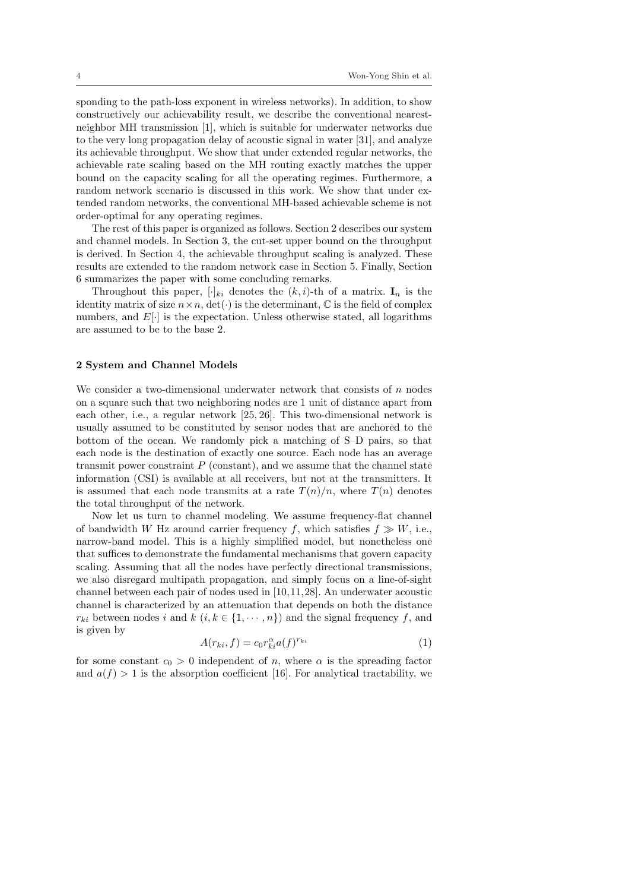sponding to the path-loss exponent in wireless networks). In addition, to show constructively our achievability result, we describe the conventional nearest-neighbor MH transmission [1], which is suitable for underwater networks due to the very long propagation delay of acoustic signal in water [31], and analyze its achievable throughput. We show that under extended regular networks, the achievable rate scaling based on the MH routing exactly matches the upper bound on the capacity scaling for all the operating regimes. Furthermore, a random network scenario is discussed in this work. We show that under extended random networks, the conventional MH-based achievable scheme is not order-optimal for any operating regimes.

The rest of this paper is organized as follows. Section 2 describes our system and channel models. In Section 3, the cut-set upper bound on the throughput is derived. In Section 4, the achievable throughput scaling is analyzed. These results are extended to the random network case in Section 5. Finally, Section 6 summarizes the paper with some concluding remarks.

Throughout this paper, $[\cdot]_{ki}$ denotes the $(k,i)$-th of a matrix. $\mathbf{I}_n$ is the identity matrix of size $n \times n$, $\det(\cdot)$ is the determinant, $\mathbb{C}$ is the field of complex numbers, and $E[\cdot]$ is the expectation. Unless otherwise stated, all logarithms are assumed to be to the base 2.

## 2 System and Channel Models

We consider a two-dimensional underwater network that consists of $n$ nodes on a square such that two neighboring nodes are 1 unit of distance apart from each other, i.e., a regular network [25, 26]. This two-dimensional network is usually assumed to be constituted by sensor nodes that are anchored to the bottom of the ocean. We randomly pick a matching of S–D pairs, so that each node is the destination of exactly one source. Each node has an average transmit power constraint $P$ (constant), and we assume that the channel state information (CSI) is available at all receivers, but not at the transmitters. It is assumed that each node transmits at a rate $T(n)/n$, where $T(n)$ denotes the total throughput of the network.

Now let us turn to channel modeling. We assume frequency-flat channel of bandwidth $W$ Hz around carrier frequency $f$, which satisfies $f \gg W$, i.e., narrow-band model. This is a highly simplified model, but nonetheless one that suffices to demonstrate the fundamental mechanisms that govern capacity scaling. Assuming that all the nodes have perfectly directional transmissions, we also disregard multipath propagation, and simply focus on a line-of-sight channel between each pair of nodes used in [10, 11, 28]. An underwater acoustic channel is characterized by an attenuation that depends on both the distance $r_{ki}$ between nodes $i$ and $k$ ($i, k \in \{1, \cdots, n\}$) and the signal frequency $f$, and is given by

$$A(r_{ki}, f) = c_0 r_{ki}^{\alpha} a(f)^{r_{ki}} \tag{1}$$

for some constant $c_0 > 0$ independent of $n$, where $\alpha$ is the spreading factor and $a(f) > 1$ is the absorption coefficient [16]. For analytical tractability, we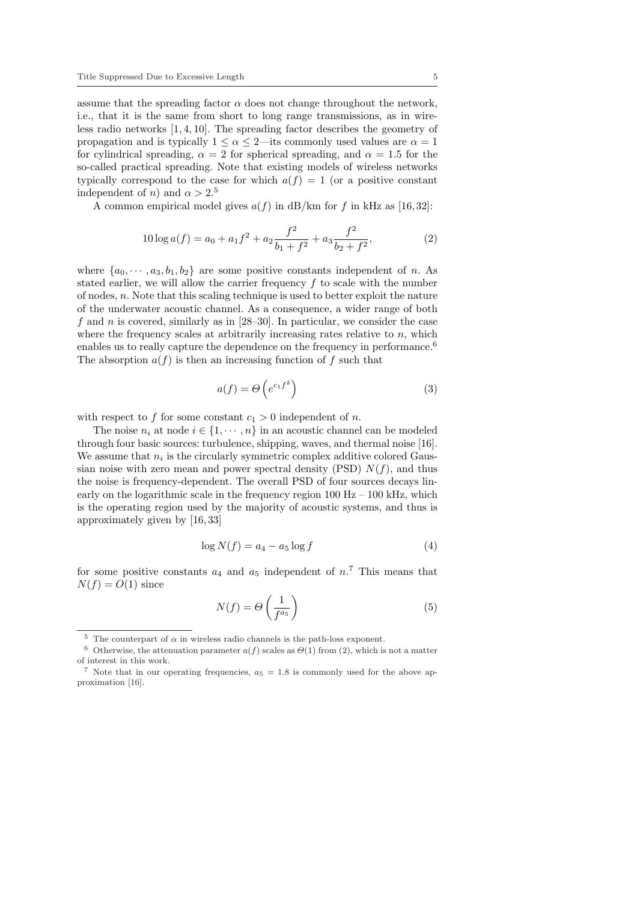assume that the spreading factor $\alpha$ does not change throughout the network, i.e., that it is the same from short to long range transmissions, as in wireless radio networks [1, 4, 10]. The spreading factor describes the geometry of propagation and is typically $1 \leq \alpha \leq 2$—its commonly used values are $\alpha = 1$ for cylindrical spreading, $\alpha = 2$ for spherical spreading, and $\alpha = 1.5$ for the so-called practical spreading. Note that existing models of wireless networks typically correspond to the case for which $a(f) = 1$ (or a positive constant independent of $n$) and $\alpha > 2$.[5]

A common empirical model gives $a(f)$ in dB/km for $f$ in kHz as [16, 32]:

$$10 \log a(f) = a_0 + a_1 f^2 + a_2 \frac{f^2}{b_1 + f^2} + a_3 \frac{f^2}{b_2 + f^2}, \tag{2}$$

where $\{a_0, \cdots, a_3, b_1, b_2\}$ are some positive constants independent of $n$. As stated earlier, we will allow the carrier frequency $f$ to scale with the number of nodes, $n$. Note that this scaling technique is used to better exploit the nature of the underwater acoustic channel. As a consequence, a wider range of both $f$ and $n$ is covered, similarly as in [28–30]. In particular, we consider the case where the frequency scales at arbitrarily increasing rates relative to $n$, which enables us to really capture the dependence on the frequency in performance.[6] The absorption $a(f)$ is then an increasing function of $f$ such that

$$a(f) = \Theta\left(e^{c_1 f^2}\right) \tag{3}$$

with respect to $f$ for some constant $c_1 > 0$ independent of $n$.

The noise $n_i$ at node $i \in \{1, \cdots, n\}$ in an acoustic channel can be modeled through four basic sources: turbulence, shipping, waves, and thermal noise [16]. We assume that $n_i$ is the circularly symmetric complex additive colored Gaussian noise with zero mean and power spectral density (PSD) $N(f)$, and thus the noise is frequency-dependent. The overall PSD of four sources decays linearly on the logarithmic scale in the frequency region 100 Hz – 100 kHz, which is the operating region used by the majority of acoustic systems, and thus is approximately given by [16, 33]

$$\log N(f) = a_4 - a_5 \log f \tag{4}$$

for some positive constants $a_4$ and $a_5$ independent of $n$.[7] This means that $N(f) = O(1)$ since

$$N(f) = \Theta\left(\frac{1}{f^{a_5}}\right) \tag{5}$$

---

[5] The counterpart of $\alpha$ in wireless radio channels is the path-loss exponent.

[6] Otherwise, the attenuation parameter $a(f)$ scales as $\Theta(1)$ from (2), which is not a matter of interest in this work.

[7] Note that in our operating frequencies, $a_5 = 1.8$ is commonly used for the above approximation [16].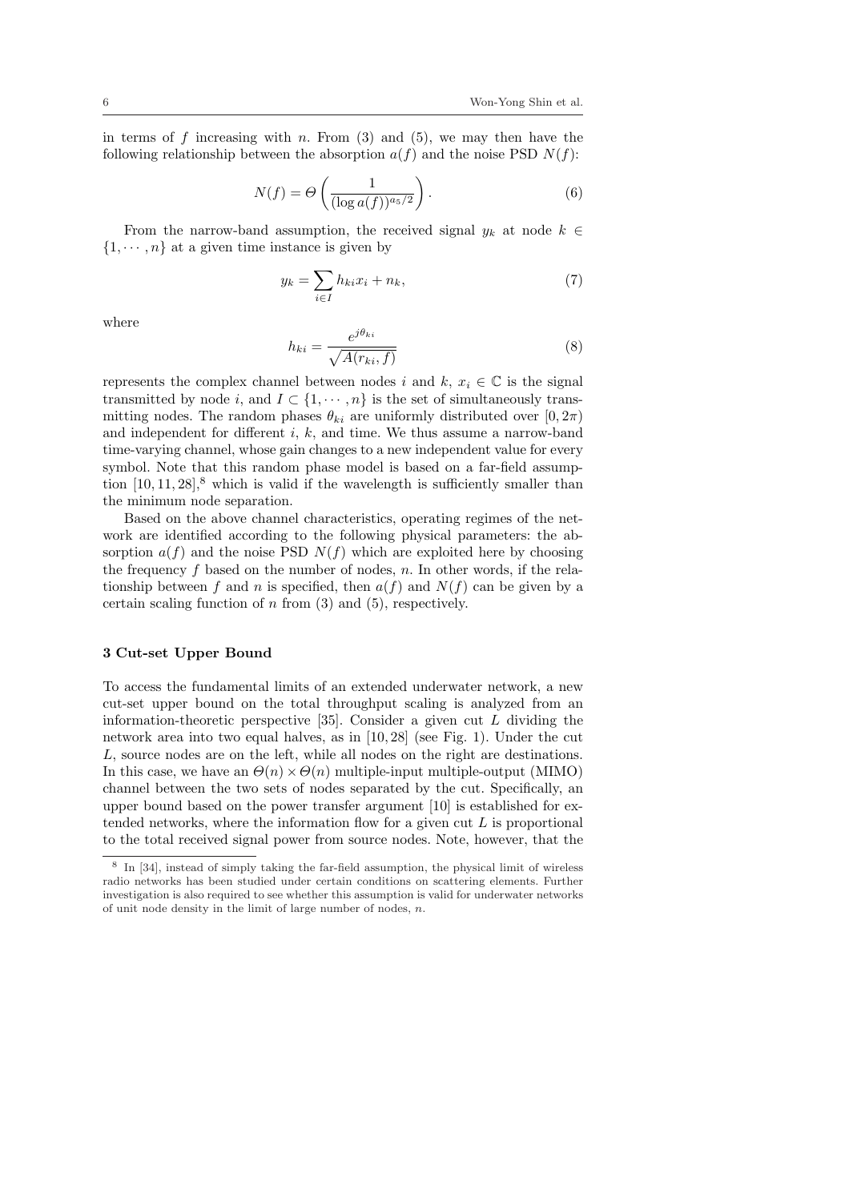in terms of $f$ increasing with $n$. From (3) and (5), we may then have the following relationship between the absorption $a(f)$ and the noise PSD $N(f)$:

$$N(f) = \Theta\left(\frac{1}{(\log a(f))^{a_5/2}}\right). \tag{6}$$

From the narrow-band assumption, the received signal $y_k$ at node $k \in \{1, \cdots, n\}$ at a given time instance is given by

$$y_k = \sum_{i \in I} h_{ki} x_i + n_k, \tag{7}$$

where

$$h_{ki} = \frac{e^{j\theta_{ki}}}{\sqrt{A(r_{ki}, f)}} \tag{8}$$

represents the complex channel between nodes $i$ and $k$, $x_i \in \mathbb{C}$ is the signal transmitted by node $i$, and $I \subset \{1, \cdots, n\}$ is the set of simultaneously transmitting nodes. The random phases $\theta_{ki}$ are uniformly distributed over $[0, 2\pi)$ and independent for different $i$, $k$, and time. We thus assume a narrow-band time-varying channel, whose gain changes to a new independent value for every symbol. Note that this random phase model is based on a far-field assumption [10, 11, 28],[8] which is valid if the wavelength is sufficiently smaller than the minimum node separation.

Based on the above channel characteristics, operating regimes of the network are identified according to the following physical parameters: the absorption $a(f)$ and the noise PSD $N(f)$ which are exploited here by choosing the frequency $f$ based on the number of nodes, $n$. In other words, if the relationship between $f$ and $n$ is specified, then $a(f)$ and $N(f)$ can be given by a certain scaling function of $n$ from (3) and (5), respectively.

## 3 Cut-set Upper Bound

To access the fundamental limits of an extended underwater network, a new cut-set upper bound on the total throughput scaling is analyzed from an information-theoretic perspective [35]. Consider a given cut $L$ dividing the network area into two equal halves, as in [10, 28] (see Fig. 1). Under the cut $L$, source nodes are on the left, while all nodes on the right are destinations. In this case, we have an $\Theta(n) \times \Theta(n)$ multiple-input multiple-output (MIMO) channel between the two sets of nodes separated by the cut. Specifically, an upper bound based on the power transfer argument [10] is established for extended networks, where the information flow for a given cut $L$ is proportional to the total received signal power from source nodes. Note, however, that the

[8] In [34], instead of simply taking the far-field assumption, the physical limit of wireless radio networks has been studied under certain conditions on scattering elements. Further investigation is also required to see whether this assumption is valid for underwater networks of unit node density in the limit of large number of nodes, $n$.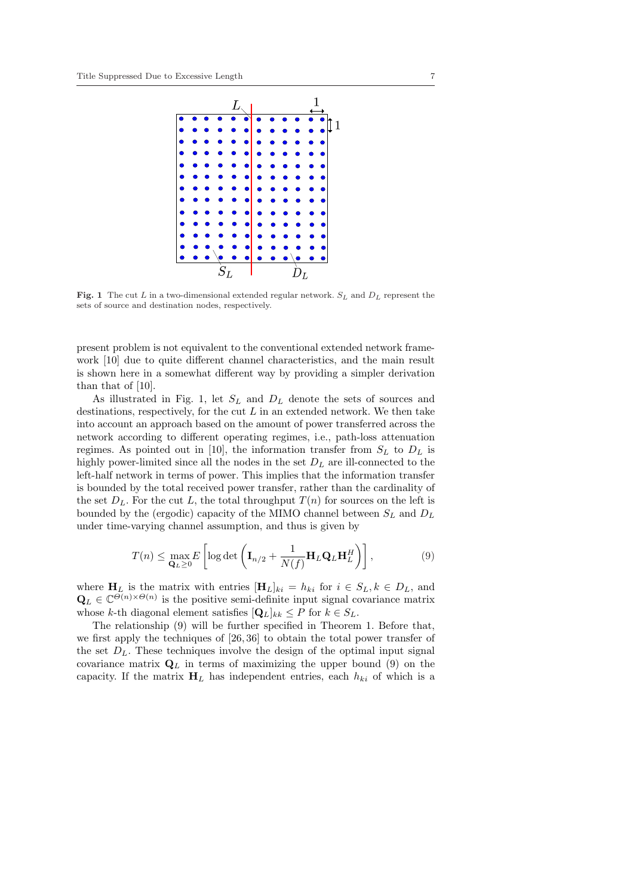**Fig. 1** The cut $L$ in a two-dimensional extended regular network. $S_L$ and $D_L$ represent the sets of source and destination nodes, respectively.

present problem is not equivalent to the conventional extended network framework [10] due to quite different channel characteristics, and the main result is shown here in a somewhat different way by providing a simpler derivation than that of [10].

As illustrated in Fig. 1, let $S_L$ and $D_L$ denote the sets of sources and destinations, respectively, for the cut $L$ in an extended network. We then take into account an approach based on the amount of power transferred across the network according to different operating regimes, i.e., path-loss attenuation regimes. As pointed out in [10], the information transfer from $S_L$ to $D_L$ is highly power-limited since all the nodes in the set $D_L$ are ill-connected to the left-half network in terms of power. This implies that the information transfer is bounded by the total received power transfer, rather than the cardinality of the set $D_L$. For the cut $L$, the total throughput $T(n)$ for sources on the left is bounded by the (ergodic) capacity of the MIMO channel between $S_L$ and $D_L$ under time-varying channel assumption, and thus is given by

$$T(n) \leq \max_{\mathbf{Q}_L \geq 0} E\left[\log\det\left(\mathbf{I}_{n/2} + \frac{1}{N(f)}\mathbf{H}_L\mathbf{Q}_L\mathbf{H}_L^H\right)\right], \tag{9}$$

where $\mathbf{H}_L$ is the matrix with entries $[\mathbf{H}_L]_{ki} = h_{ki}$ for $i \in S_L, k \in D_L$, and $\mathbf{Q}_L \in \mathbb{C}^{\Theta(n)\times\Theta(n)}$ is the positive semi-definite input signal covariance matrix whose $k$-th diagonal element satisfies $[\mathbf{Q}_L]_{kk} \leq P$ for $k \in S_L$.

The relationship (9) will be further specified in Theorem 1. Before that, we first apply the techniques of [26, 36] to obtain the total power transfer of the set $D_L$. These techniques involve the design of the optimal input signal covariance matrix $\mathbf{Q}_L$ in terms of maximizing the upper bound (9) on the capacity. If the matrix $\mathbf{H}_L$ has independent entries, each $h_{ki}$ of which is a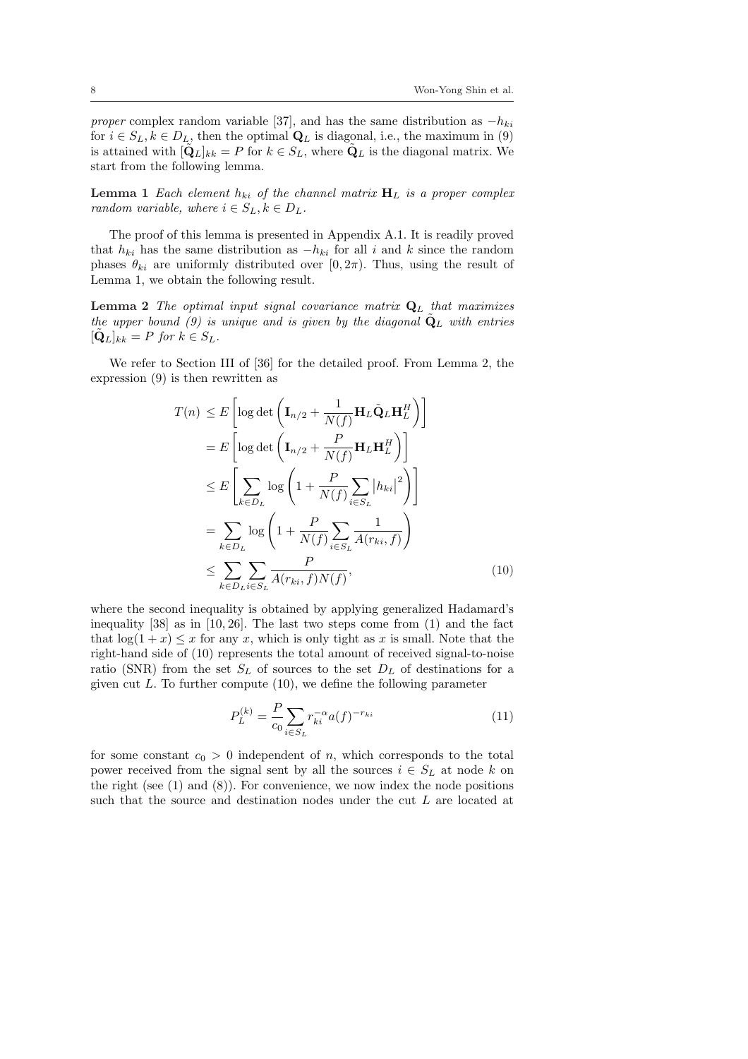*proper* complex random variable [37], and has the same distribution as $-h_{ki}$ for $i \in S_L, k \in D_L$, then the optimal $\mathbf{Q}_L$ is diagonal, i.e., the maximum in (9) is attained with $[\tilde{\mathbf{Q}}_L]_{kk} = P$ for $k \in S_L$, where $\tilde{\mathbf{Q}}_L$ is the diagonal matrix. We start from the following lemma.

**Lemma 1** *Each element $h_{ki}$ of the channel matrix $\mathbf{H}_L$ is a proper complex random variable, where $i \in S_L, k \in D_L$.*

The proof of this lemma is presented in Appendix A.1. It is readily proved that $h_{ki}$ has the same distribution as $-h_{ki}$ for all $i$ and $k$ since the random phases $\theta_{ki}$ are uniformly distributed over $[0, 2\pi)$. Thus, using the result of Lemma 1, we obtain the following result.

**Lemma 2** *The optimal input signal covariance matrix $\mathbf{Q}_L$ that maximizes the upper bound (9) is unique and is given by the diagonal $\tilde{\mathbf{Q}}_L$ with entries $[\tilde{\mathbf{Q}}_L]_{kk} = P$ for $k \in S_L$.*

We refer to Section III of [36] for the detailed proof. From Lemma 2, the expression (9) is then rewritten as

$$
\begin{aligned}
T(n) &\leq E\left[\log\det\left(\mathbf{I}_{n/2} + \frac{1}{N(f)}\mathbf{H}_L\tilde{\mathbf{Q}}_L\mathbf{H}_L^H\right)\right] \\
&= E\left[\log\det\left(\mathbf{I}_{n/2} + \frac{P}{N(f)}\mathbf{H}_L\mathbf{H}_L^H\right)\right] \\
&\leq E\left[\sum_{k\in D_L}\log\left(1 + \frac{P}{N(f)}\sum_{i\in S_L}|h_{ki}|^2\right)\right] \\
&= \sum_{k\in D_L}\log\left(1 + \frac{P}{N(f)}\sum_{i\in S_L}\frac{1}{A(r_{ki}, f)}\right) \\
&\leq \sum_{k\in D_L}\sum_{i\in S_L}\frac{P}{A(r_{ki}, f)N(f)},
\end{aligned}
\tag{10}
$$

where the second inequality is obtained by applying generalized Hadamard's inequality [38] as in [10, 26]. The last two steps come from (1) and the fact that $\log(1+x) \leq x$ for any $x$, which is only tight as $x$ is small. Note that the right-hand side of (10) represents the total amount of received signal-to-noise ratio (SNR) from the set $S_L$ of sources to the set $D_L$ of destinations for a given cut $L$. To further compute (10), we define the following parameter

$$
P_L^{(k)} = \frac{P}{c_0}\sum_{i\in S_L} r_{ki}^{-\alpha} a(f)^{-r_{ki}} \tag{11}
$$

for some constant $c_0 > 0$ independent of $n$, which corresponds to the total power received from the signal sent by all the sources $i \in S_L$ at node $k$ on the right (see (1) and (8)). For convenience, we now index the node positions such that the source and destination nodes under the cut $L$ are located at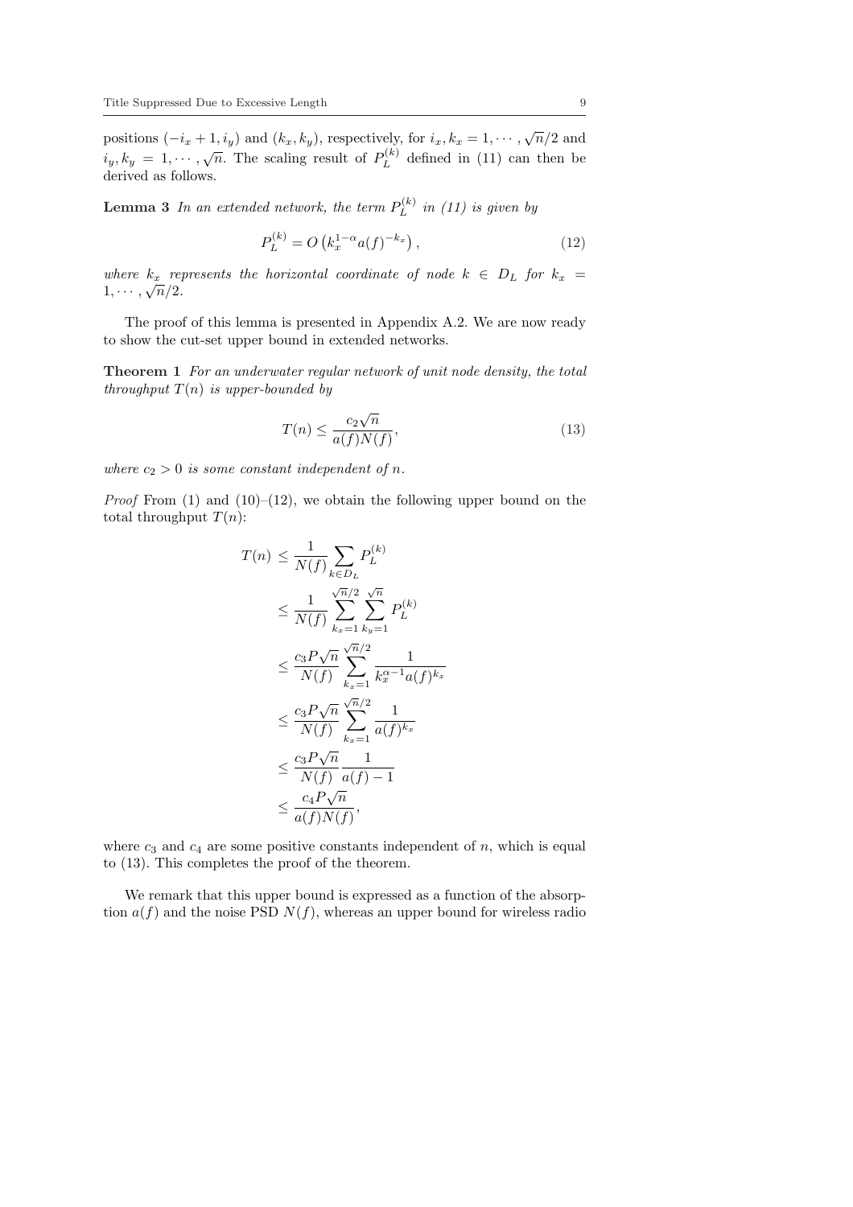positions $(-i_x + 1, i_y)$ and $(k_x, k_y)$, respectively, for $i_x, k_x = 1, \cdots, \sqrt{n}/2$ and $i_y, k_y = 1, \cdots, \sqrt{n}$. The scaling result of $P_L^{(k)}$ defined in (11) can then be derived as follows.

**Lemma 3** *In an extended network, the term $P_L^{(k)}$ in (11) is given by*

$$P_L^{(k)} = O\left(k_x^{1-\alpha} a(f)^{-k_x}\right), \tag{12}$$

*where $k_x$ represents the horizontal coordinate of node $k \in D_L$ for $k_x = 1, \cdots, \sqrt{n}/2$.*

The proof of this lemma is presented in Appendix A.2. We are now ready to show the cut-set upper bound in extended networks.

**Theorem 1** *For an underwater regular network of unit node density, the total throughput $T(n)$ is upper-bounded by*

$$T(n) \le \frac{c_2 \sqrt{n}}{a(f)N(f)}, \tag{13}$$

*where $c_2 > 0$ is some constant independent of $n$.*

*Proof* From (1) and (10)–(12), we obtain the following upper bound on the total throughput $T(n)$:

$$\begin{aligned}
T(n) &\le \frac{1}{N(f)} \sum_{k \in D_L} P_L^{(k)} \\
&\le \frac{1}{N(f)} \sum_{k_x=1}^{\sqrt{n}/2} \sum_{k_y=1}^{\sqrt{n}} P_L^{(k)} \\
&\le \frac{c_3 P \sqrt{n}}{N(f)} \sum_{k_x=1}^{\sqrt{n}/2} \frac{1}{k_x^{\alpha-1} a(f)^{k_x}} \\
&\le \frac{c_3 P \sqrt{n}}{N(f)} \sum_{k_x=1}^{\sqrt{n}/2} \frac{1}{a(f)^{k_x}} \\
&\le \frac{c_3 P \sqrt{n}}{N(f)} \frac{1}{a(f)-1} \\
&\le \frac{c_4 P \sqrt{n}}{a(f)N(f)},
\end{aligned}$$

where $c_3$ and $c_4$ are some positive constants independent of $n$, which is equal to (13). This completes the proof of the theorem.

We remark that this upper bound is expressed as a function of the absorption $a(f)$ and the noise PSD $N(f)$, whereas an upper bound for wireless radio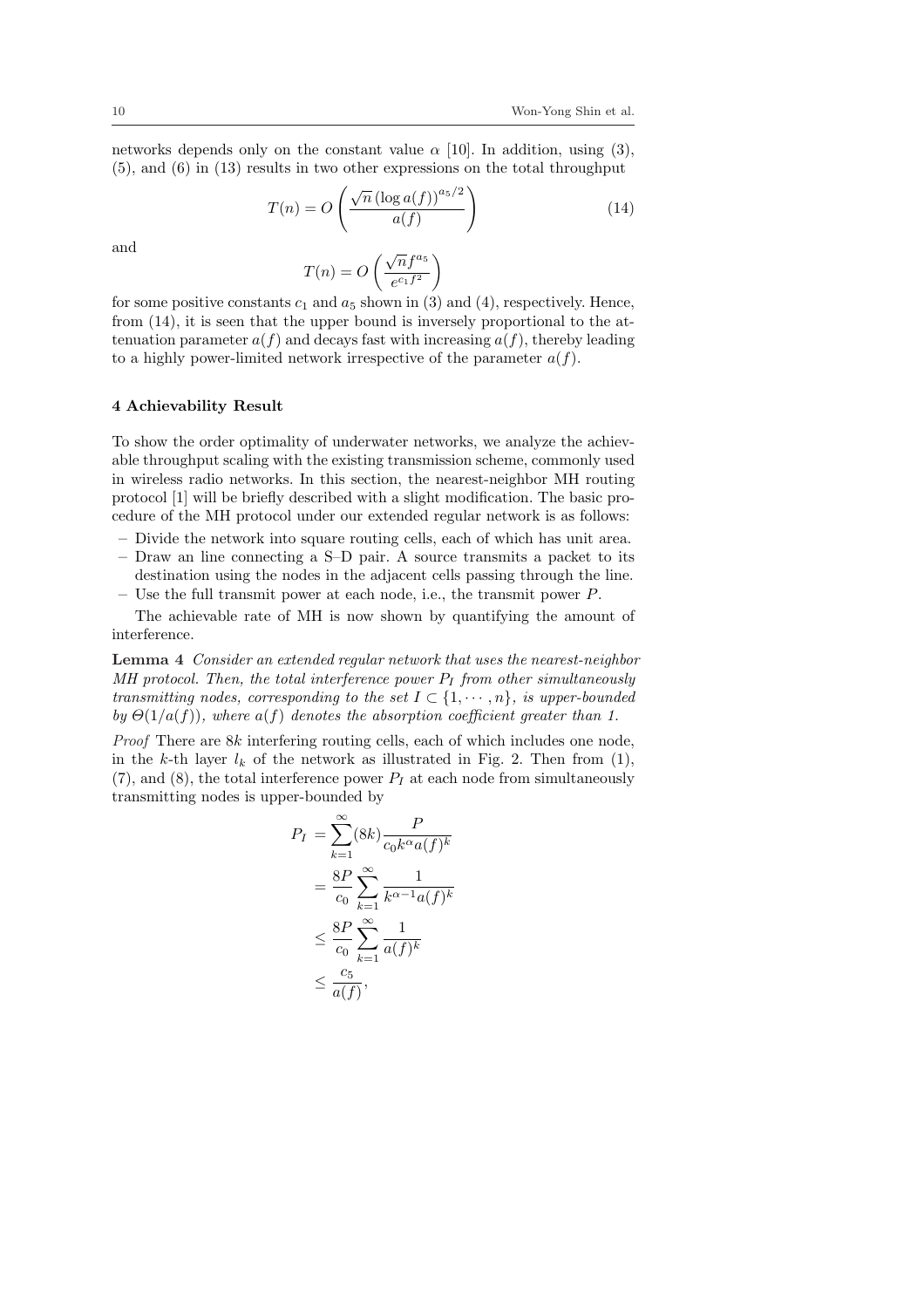networks depends only on the constant value $\alpha$ [10]. In addition, using (3), (5), and (6) in (13) results in two other expressions on the total throughput

$$T(n) = O\left(\frac{\sqrt{n}\,(\log a(f))^{a_5/2}}{a(f)}\right) \tag{14}$$

and

$$T(n) = O\left(\frac{\sqrt{n} f^{a_5}}{e^{c_1 f^2}}\right)$$

for some positive constants $c_1$ and $a_5$ shown in (3) and (4), respectively. Hence, from (14), it is seen that the upper bound is inversely proportional to the attenuation parameter $a(f)$ and decays fast with increasing $a(f)$, thereby leading to a highly power-limited network irrespective of the parameter $a(f)$.

## 4 Achievability Result

To show the order optimality of underwater networks, we analyze the achievable throughput scaling with the existing transmission scheme, commonly used in wireless radio networks. In this section, the nearest-neighbor MH routing protocol [1] will be briefly described with a slight modification. The basic procedure of the MH protocol under our extended regular network is as follows:

- Divide the network into square routing cells, each of which has unit area.
- Draw an line connecting a S–D pair. A source transmits a packet to its destination using the nodes in the adjacent cells passing through the line.
- Use the full transmit power at each node, i.e., the transmit power $P$.

The achievable rate of MH is now shown by quantifying the amount of interference.

**Lemma 4** *Consider an extended regular network that uses the nearest-neighbor MH protocol. Then, the total interference power $P_I$ from other simultaneously transmitting nodes, corresponding to the set $I \subset \{1, \cdots, n\}$, is upper-bounded by $\Theta(1/a(f))$, where $a(f)$ denotes the absorption coefficient greater than 1.*

*Proof* There are $8k$ interfering routing cells, each of which includes one node, in the $k$-th layer $l_k$ of the network as illustrated in Fig. 2. Then from (1), (7), and (8), the total interference power $P_I$ at each node from simultaneously transmitting nodes is upper-bounded by

$$\begin{aligned}
P_I &= \sum_{k=1}^{\infty}(8k)\frac{P}{c_0 k^{\alpha} a(f)^k} \\
&= \frac{8P}{c_0}\sum_{k=1}^{\infty}\frac{1}{k^{\alpha-1}a(f)^k} \\
&\le \frac{8P}{c_0}\sum_{k=1}^{\infty}\frac{1}{a(f)^k} \\
&\le \frac{c_5}{a(f)},
\end{aligned}$$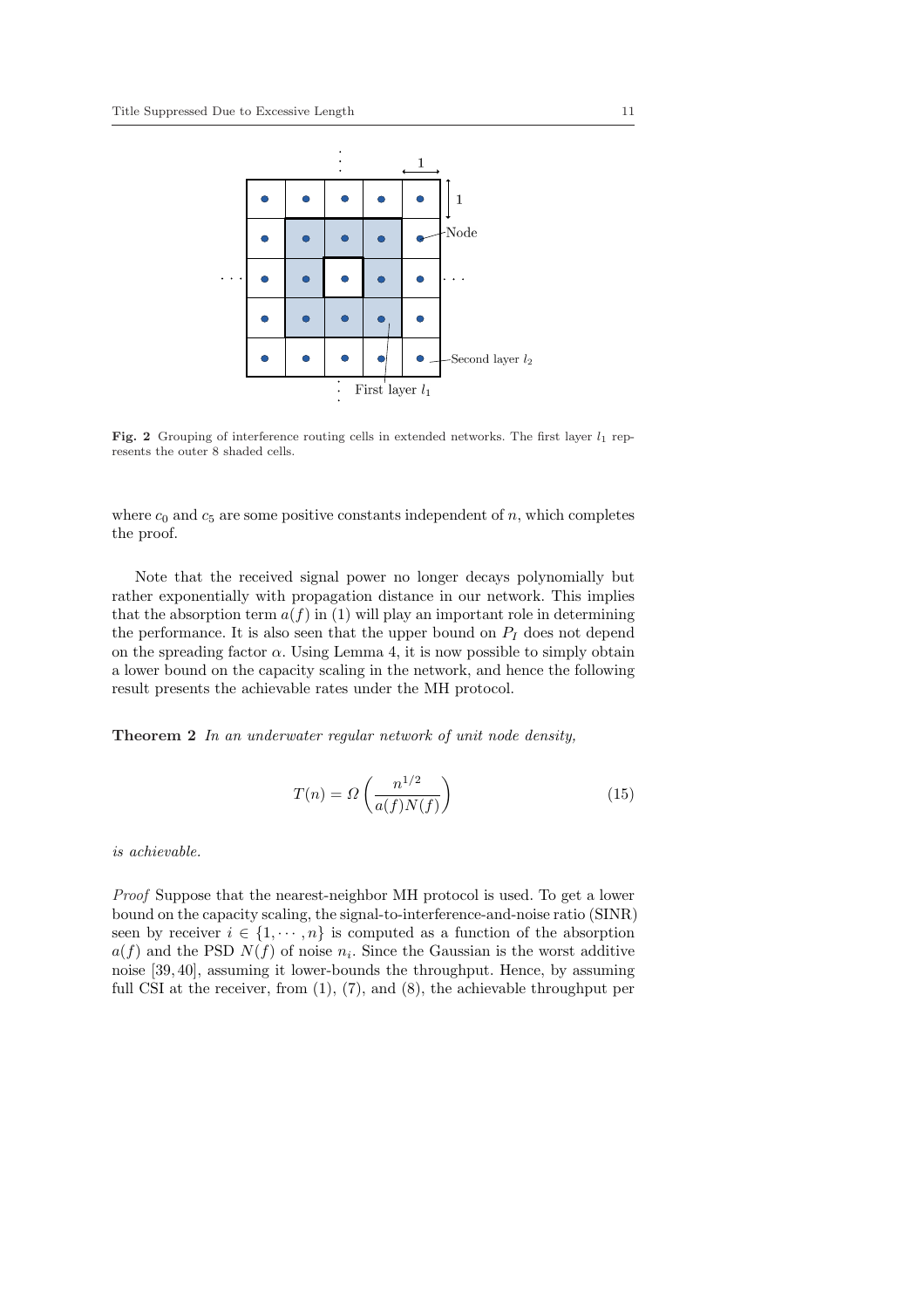**Fig. 2** Grouping of interference routing cells in extended networks. The first layer $l_1$ represents the outer 8 shaded cells.

where $c_0$ and $c_5$ are some positive constants independent of $n$, which completes the proof.

Note that the received signal power no longer decays polynomially but rather exponentially with propagation distance in our network. This implies that the absorption term $a(f)$ in (1) will play an important role in determining the performance. It is also seen that the upper bound on $P_I$ does not depend on the spreading factor $\alpha$. Using Lemma 4, it is now possible to simply obtain a lower bound on the capacity scaling in the network, and hence the following result presents the achievable rates under the MH protocol.

**Theorem 2** *In an underwater regular network of unit node density,*

$$T(n) = \Omega\left(\frac{n^{1/2}}{a(f)N(f)}\right) \tag{15}$$

*is achievable.*

*Proof* Suppose that the nearest-neighbor MH protocol is used. To get a lower bound on the capacity scaling, the signal-to-interference-and-noise ratio (SINR) seen by receiver $i \in \{1, \cdots, n\}$ is computed as a function of the absorption $a(f)$ and the PSD $N(f)$ of noise $n_i$. Since the Gaussian is the worst additive noise [39, 40], assuming it lower-bounds the throughput. Hence, by assuming full CSI at the receiver, from (1), (7), and (8), the achievable throughput per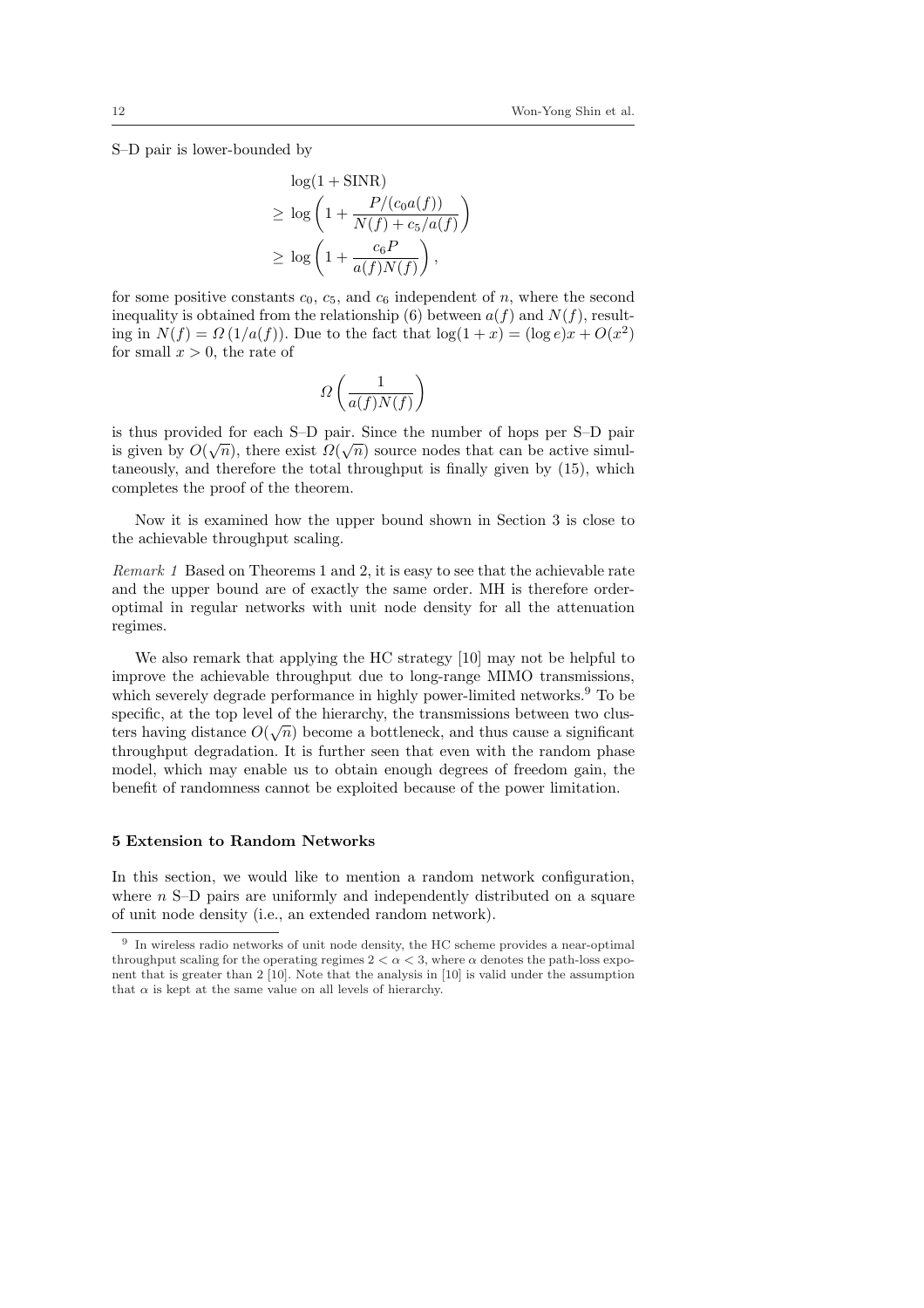S–D pair is lower-bounded by

$$
\begin{aligned}
&\log(1 + \text{SINR}) \\
&\geq \log\left(1 + \frac{P/(c_0 a(f))}{N(f) + c_5/a(f)}\right) \\
&\geq \log\left(1 + \frac{c_6 P}{a(f)N(f)}\right),
\end{aligned}
$$

for some positive constants $c_0$, $c_5$, and $c_6$ independent of $n$, where the second inequality is obtained from the relationship (6) between $a(f)$ and $N(f)$, resulting in $N(f) = \Omega\left(1/a(f)\right)$. Due to the fact that $\log(1+x) = (\log e)x + O(x^2)$ for small $x > 0$, the rate of

$$
\Omega\left(\frac{1}{a(f)N(f)}\right)
$$

is thus provided for each S–D pair. Since the number of hops per S–D pair is given by $O(\sqrt{n})$, there exist $\Omega(\sqrt{n})$ source nodes that can be active simultaneously, and therefore the total throughput is finally given by (15), which completes the proof of the theorem.

Now it is examined how the upper bound shown in Section 3 is close to the achievable throughput scaling.

*Remark 1* Based on Theorems 1 and 2, it is easy to see that the achievable rate and the upper bound are of exactly the same order. MH is therefore order-optimal in regular networks with unit node density for all the attenuation regimes.

We also remark that applying the HC strategy [10] may not be helpful to improve the achievable throughput due to long-range MIMO transmissions, which severely degrade performance in highly power-limited networks.[9] To be specific, at the top level of the hierarchy, the transmissions between two clusters having distance $O(\sqrt{n})$ become a bottleneck, and thus cause a significant throughput degradation. It is further seen that even with the random phase model, which may enable us to obtain enough degrees of freedom gain, the benefit of randomness cannot be exploited because of the power limitation.

## 5 Extension to Random Networks

In this section, we would like to mention a random network configuration, where $n$ S–D pairs are uniformly and independently distributed on a square of unit node density (i.e., an extended random network).

[9] In wireless radio networks of unit node density, the HC scheme provides a near-optimal throughput scaling for the operating regimes $2 < \alpha < 3$, where $\alpha$ denotes the path-loss exponent that is greater than 2 [10]. Note that the analysis in [10] is valid under the assumption that $\alpha$ is kept at the same value on all levels of hierarchy.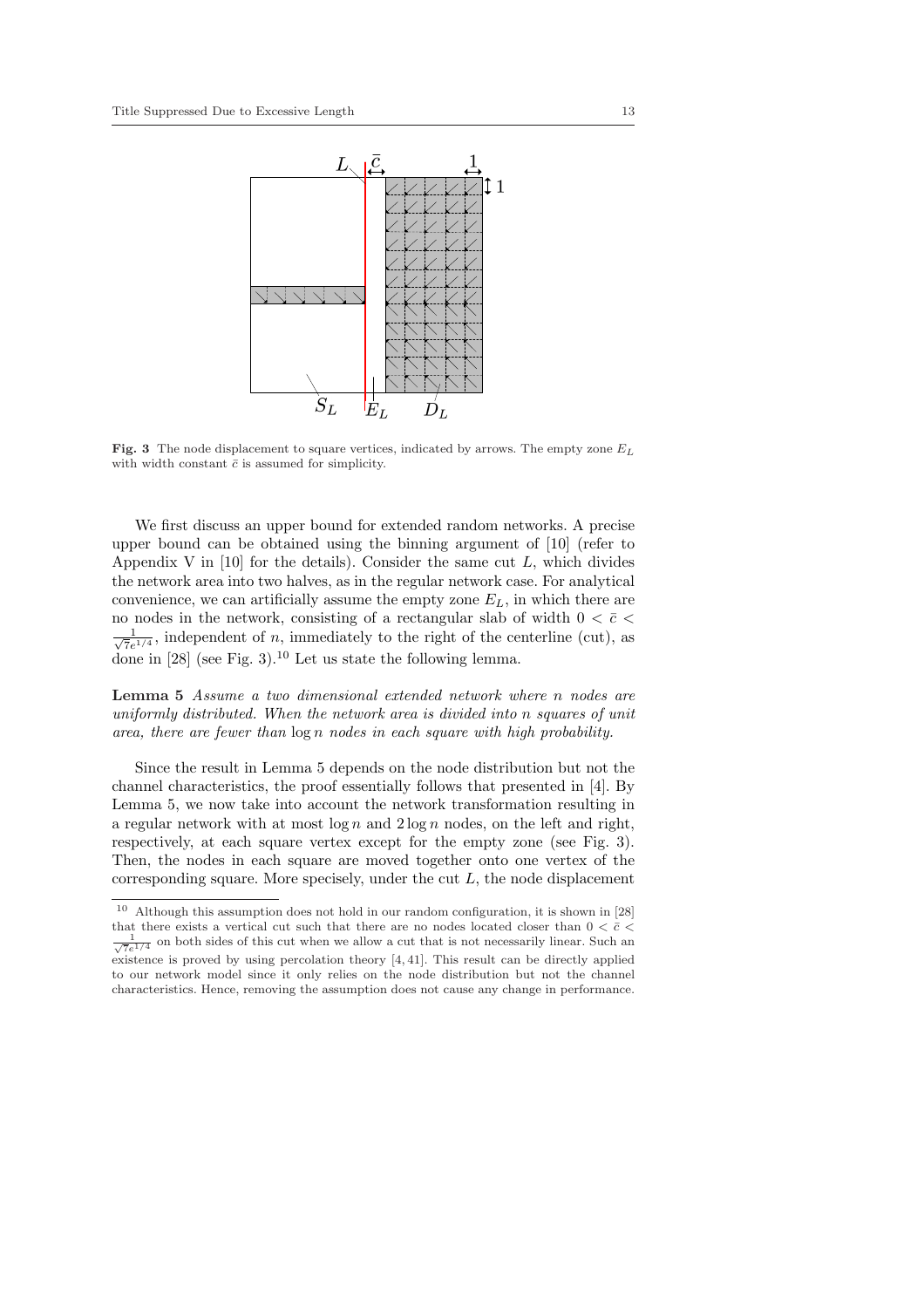**Fig. 3** The node displacement to square vertices, indicated by arrows. The empty zone $E_L$ with width constant $\bar{c}$ is assumed for simplicity.

We first discuss an upper bound for extended random networks. A precise upper bound can be obtained using the binning argument of [10] (refer to Appendix V in [10] for the details). Consider the same cut $L$, which divides the network area into two halves, as in the regular network case. For analytical convenience, we can artificially assume the empty zone $E_L$, in which there are no nodes in the network, consisting of a rectangular slab of width $0 < \bar{c} < \frac{1}{\sqrt{7}e^{1/4}}$, independent of $n$, immediately to the right of the centerline (cut), as done in [28] (see Fig. 3).[10] Let us state the following lemma.

**Lemma 5** *Assume a two dimensional extended network where $n$ nodes are uniformly distributed. When the network area is divided into $n$ squares of unit area, there are fewer than $\log n$ nodes in each square with high probability.*

Since the result in Lemma 5 depends on the node distribution but not the channel characteristics, the proof essentially follows that presented in [4]. By Lemma 5, we now take into account the network transformation resulting in a regular network with at most $\log n$ and $2 \log n$ nodes, on the left and right, respectively, at each square vertex except for the empty zone (see Fig. 3). Then, the nodes in each square are moved together onto one vertex of the corresponding square. More specisely, under the cut $L$, the node displacement

[10] Although this assumption does not hold in our random configuration, it is shown in [28] that there exists a vertical cut such that there are no nodes located closer than $0 < \bar{c} < \frac{1}{\sqrt{7}e^{1/4}}$ on both sides of this cut when we allow a cut that is not necessarily linear. Such an existence is proved by using percolation theory [4, 41]. This result can be directly applied to our network model since it only relies on the node distribution but not the channel characteristics. Hence, removing the assumption does not cause any change in performance.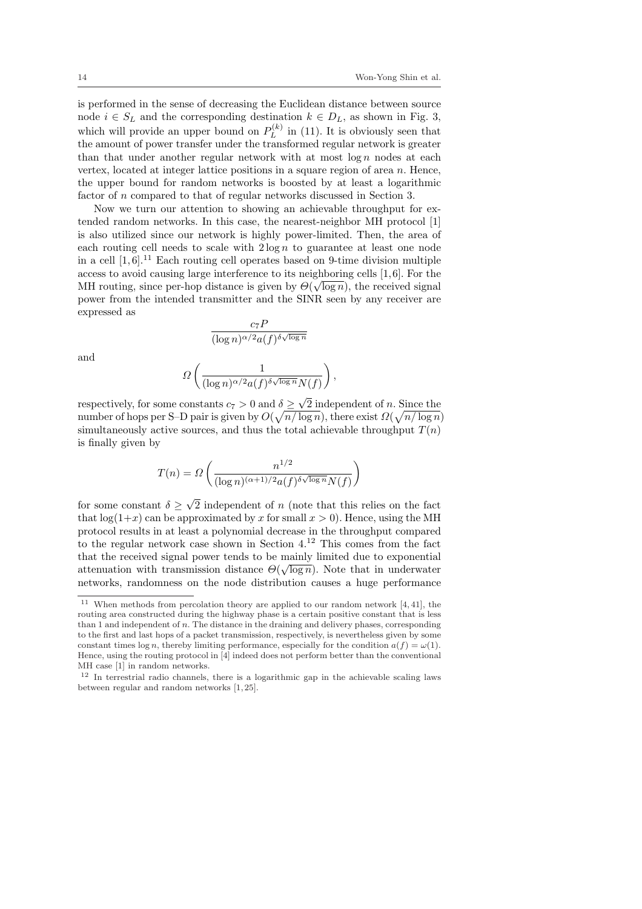is performed in the sense of decreasing the Euclidean distance between source node $i \in S_L$ and the corresponding destination $k \in D_L$, as shown in Fig. 3, which will provide an upper bound on $P_L^{(k)}$ in (11). It is obviously seen that the amount of power transfer under the transformed regular network is greater than that under another regular network with at most $\log n$ nodes at each vertex, located at integer lattice positions in a square region of area $n$. Hence, the upper bound for random networks is boosted by at least a logarithmic factor of $n$ compared to that of regular networks discussed in Section 3.

Now we turn our attention to showing an achievable throughput for extended random networks. In this case, the nearest-neighbor MH protocol [1] is also utilized since our network is highly power-limited. Then, the area of each routing cell needs to scale with $2 \log n$ to guarantee at least one node in a cell [1, 6].[11] Each routing cell operates based on 9-time division multiple access to avoid causing large interference to its neighboring cells [1, 6]. For the MH routing, since per-hop distance is given by $\Theta(\sqrt{\log n})$, the received signal power from the intended transmitter and the SINR seen by any receiver are expressed as

$$\frac{c_7 P}{(\log n)^{\alpha/2} a(f)^{\delta\sqrt{\log n}}}$$

and

$$\Omega\left(\frac{1}{(\log n)^{\alpha/2} a(f)^{\delta\sqrt{\log n}} N(f)}\right),$$

respectively, for some constants $c_7 > 0$ and $\delta \geq \sqrt{2}$ independent of $n$. Since the number of hops per S–D pair is given by $O(\sqrt{n/\log n})$, there exist $\Omega(\sqrt{n/\log n})$ simultaneously active sources, and thus the total achievable throughput $T(n)$ is finally given by

$$T(n) = \Omega\left(\frac{n^{1/2}}{(\log n)^{(\alpha+1)/2} a(f)^{\delta\sqrt{\log n}} N(f)}\right)$$

for some constant $\delta \geq \sqrt{2}$ independent of $n$ (note that this relies on the fact that $\log(1+x)$ can be approximated by $x$ for small $x > 0$). Hence, using the MH protocol results in at least a polynomial decrease in the throughput compared to the regular network case shown in Section 4.[12] This comes from the fact that the received signal power tends to be mainly limited due to exponential attenuation with transmission distance $\Theta(\sqrt{\log n})$. Note that in underwater networks, randomness on the node distribution causes a huge performance

[11] When methods from percolation theory are applied to our random network [4, 41], the routing area constructed during the highway phase is a certain positive constant that is less than 1 and independent of $n$. The distance in the draining and delivery phases, corresponding to the first and last hops of a packet transmission, respectively, is nevertheless given by some constant times $\log n$, thereby limiting performance, especially for the condition $a(f) = \omega(1)$. Hence, using the routing protocol in [4] indeed does not perform better than the conventional MH case [1] in random networks.

[12] In terrestrial radio channels, there is a logarithmic gap in the achievable scaling laws between regular and random networks [1, 25].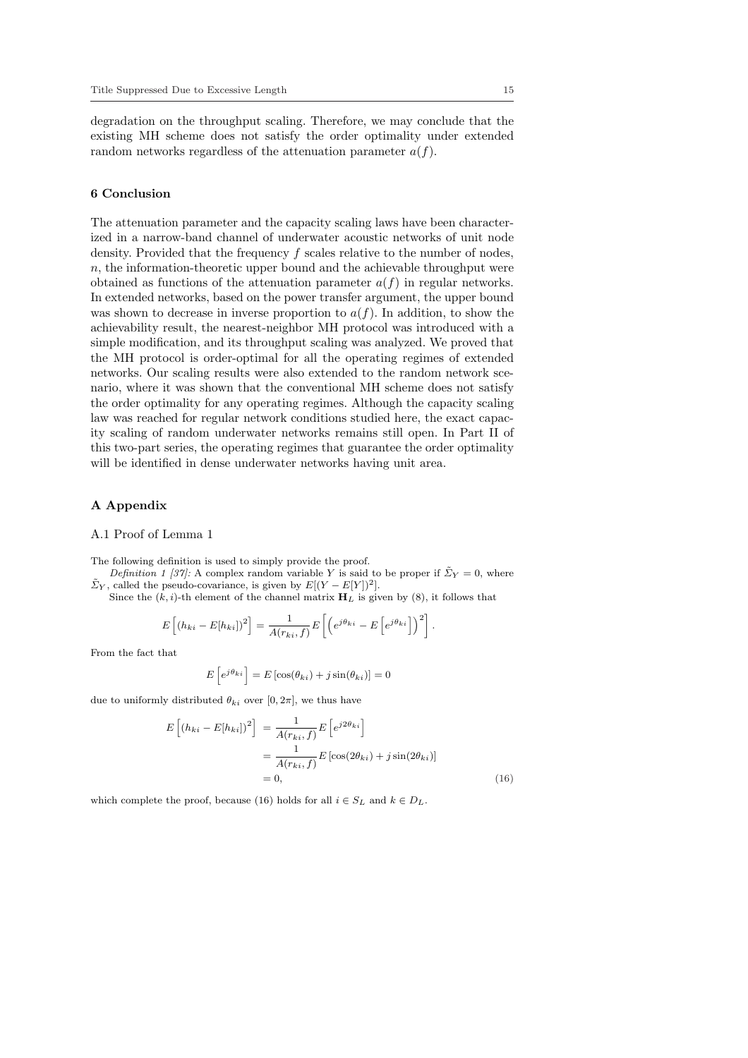degradation on the throughput scaling. Therefore, we may conclude that the existing MH scheme does not satisfy the order optimality under extended random networks regardless of the attenuation parameter $a(f)$.

## 6 Conclusion

The attenuation parameter and the capacity scaling laws have been characterized in a narrow-band channel of underwater acoustic networks of unit node density. Provided that the frequency $f$ scales relative to the number of nodes, $n$, the information-theoretic upper bound and the achievable throughput were obtained as functions of the attenuation parameter $a(f)$ in regular networks. In extended networks, based on the power transfer argument, the upper bound was shown to decrease in inverse proportion to $a(f)$. In addition, to show the achievability result, the nearest-neighbor MH protocol was introduced with a simple modification, and its throughput scaling was analyzed. We proved that the MH protocol is order-optimal for all the operating regimes of extended networks. Our scaling results were also extended to the random network scenario, where it was shown that the conventional MH scheme does not satisfy the order optimality for any operating regimes. Although the capacity scaling law was reached for regular network conditions studied here, the exact capacity scaling of random underwater networks remains still open. In Part II of this two-part series, the operating regimes that guarantee the order optimality will be identified in dense underwater networks having unit area.

## A Appendix

### A.1 Proof of Lemma 1

The following definition is used to simply provide the proof.

*Definition 1 [37]:* A complex random variable $Y$ is said to be proper if $\tilde{\Sigma}_Y = 0$, where $\tilde{\Sigma}_Y$, called the pseudo-covariance, is given by $E[(Y - E[Y])^2]$.

Since the $(k,i)$-th element of the channel matrix $\mathbf{H}_L$ is given by (8), it follows that

$$E\left[(h_{ki} - E[h_{ki}])^2\right] = \frac{1}{A(r_{ki}, f)} E\left[\left(e^{j\theta_{ki}} - E\left[e^{j\theta_{ki}}\right]\right)^2\right].$$

From the fact that

$$E\left[e^{j\theta_{ki}}\right] = E\left[\cos(\theta_{ki}) + j\sin(\theta_{ki})\right] = 0$$

due to uniformly distributed $\theta_{ki}$ over $[0, 2\pi]$, we thus have

$$\begin{aligned}
E\left[(h_{ki} - E[h_{ki}])^2\right] &= \frac{1}{A(r_{ki}, f)} E\left[e^{j2\theta_{ki}}\right] \\
&= \frac{1}{A(r_{ki}, f)} E\left[\cos(2\theta_{ki}) + j\sin(2\theta_{ki})\right] \\
&= 0,
\end{aligned} \tag{16}$$

which complete the proof, because (16) holds for all $i \in S_L$ and $k \in D_L$.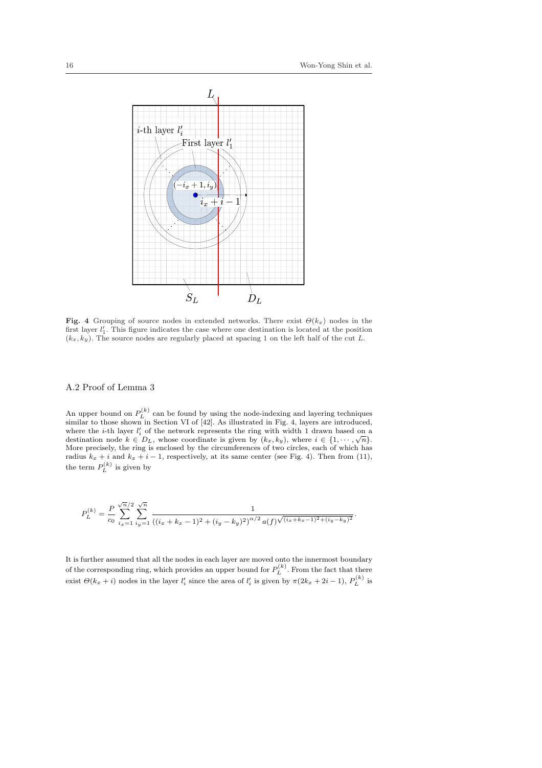**Fig. 4** Grouping of source nodes in extended networks. There exist $\Theta(k_x)$ nodes in the first layer $l'_1$. This figure indicates the case where one destination is located at the position $(k_x, k_y)$. The source nodes are regularly placed at spacing 1 on the left half of the cut $L$.

### A.2 Proof of Lemma 3

An upper bound on $P_L^{(k)}$ can be found by using the node-indexing and layering techniques similar to those shown in Section VI of [42]. As illustrated in Fig. 4, layers are introduced, where the $i$-th layer $l'_i$ of the network represents the ring with width 1 drawn based on a destination node $k \in D_L$, whose coordinate is given by $(k_x, k_y)$, where $i \in \{1, \cdots, \sqrt{n}\}$. More precisely, the ring is enclosed by the circumferences of two circles, each of which has radius $k_x + i$ and $k_x + i - 1$, respectively, at its same center (see Fig. 4). Then from (11), the term $P_L^{(k)}$ is given by

$$P_L^{(k)} = \frac{P}{c_0} \sum_{i_x=1}^{\sqrt{n}/2} \sum_{i_y=1}^{\sqrt{n}} \frac{1}{\left((i_x + k_x - 1)^2 + (i_y - k_y)^2\right)^{\alpha/2} a(f)^{\sqrt{(i_x+k_x-1)^2+(i_y-k_y)^2}}}.$$

It is further assumed that all the nodes in each layer are moved onto the innermost boundary of the corresponding ring, which provides an upper bound for $P_L^{(k)}$. From the fact that there exist $\Theta(k_x + i)$ nodes in the layer $l'_i$ since the area of $l'_i$ is given by $\pi(2k_x + 2i - 1)$, $P_L^{(k)}$ is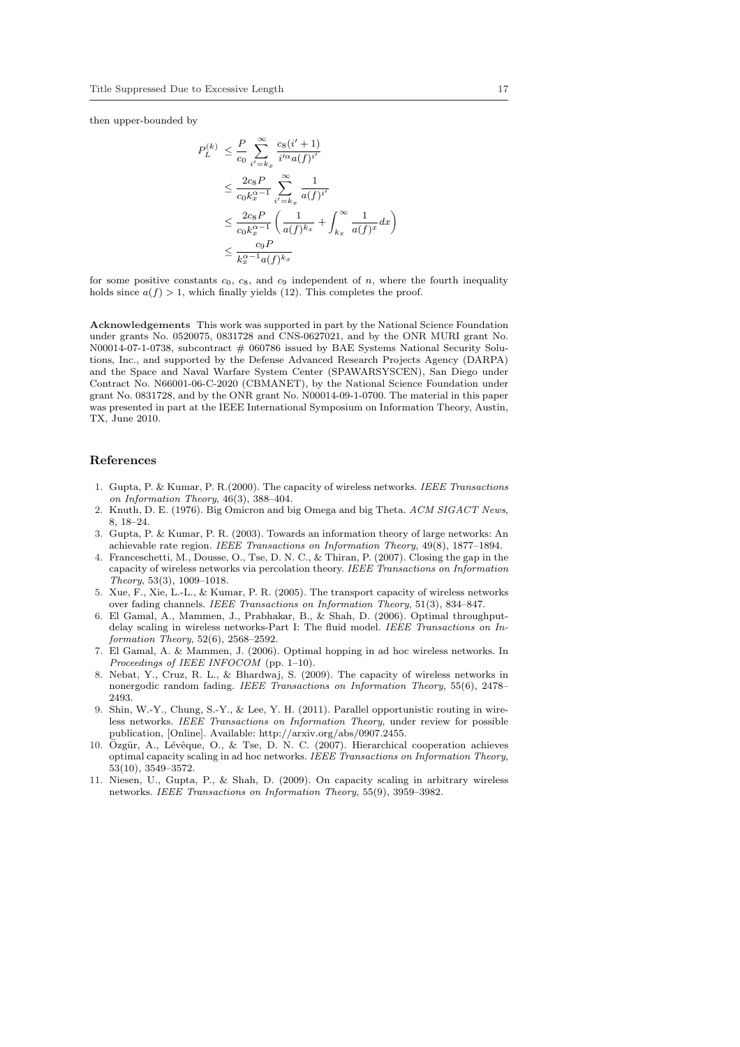then upper-bounded by

$$
\begin{aligned}
P_L^{(k)} &\le \frac{P}{c_0} \sum_{i'=k_x}^{\infty} \frac{c_8(i'+1)}{i'^{\alpha} a(f)^{i'}} \\
&\le \frac{2c_8 P}{c_0 k_x^{\alpha-1}} \sum_{i'=k_x}^{\infty} \frac{1}{a(f)^{i'}} \\
&\le \frac{2c_8 P}{c_0 k_x^{\alpha-1}} \left( \frac{1}{a(f)^{k_x}} + \int_{k_x}^{\infty} \frac{1}{a(f)^{x}} dx \right) \\
&\le \frac{c_9 P}{k_x^{\alpha-1} a(f)^{k_x}}
\end{aligned}
$$

for some positive constants $c_0$, $c_8$, and $c_9$ independent of $n$, where the fourth inequality holds since $a(f) > 1$, which finally yields (12). This completes the proof.

**Acknowledgements** This work was supported in part by the National Science Foundation under grants No. 0520075, 0831728 and CNS-0627021, and by the ONR MURI grant No. N00014-07-1-0738, subcontract # 060786 issued by BAE Systems National Security Solutions, Inc., and supported by the Defense Advanced Research Projects Agency (DARPA) and the Space and Naval Warfare System Center (SPAWARSYSCEN), San Diego under Contract No. N66001-06-C-2020 (CBMANET), by the National Science Foundation under grant No. 0831728, and by the ONR grant No. N00014-09-1-0700. The material in this paper was presented in part at the IEEE International Symposium on Information Theory, Austin, TX, June 2010.

## References

1. Gupta, P. & Kumar, P. R.(2000). The capacity of wireless networks. *IEEE Transactions on Information Theory*, 46(3), 388–404.
2. Knuth, D. E. (1976). Big Omicron and big Omega and big Theta. *ACM SIGACT News*, 8, 18–24.
3. Gupta, P. & Kumar, P. R. (2003). Towards an information theory of large networks: An achievable rate region. *IEEE Transactions on Information Theory*, 49(8), 1877–1894.
4. Franceschetti, M., Dousse, O., Tse, D. N. C., & Thiran, P. (2007). Closing the gap in the capacity of wireless networks via percolation theory. *IEEE Transactions on Information Theory*, 53(3), 1009–1018.
5. Xue, F., Xie, L.-L., & Kumar, P. R. (2005). The transport capacity of wireless networks over fading channels. *IEEE Transactions on Information Theory*, 51(3), 834–847.
6. El Gamal, A., Mammen, J., Prabhakar, B., & Shah, D. (2006). Optimal throughput-delay scaling in wireless networks-Part I: The fluid model. *IEEE Transactions on Information Theory*, 52(6), 2568–2592.
7. El Gamal, A. & Mammen, J. (2006). Optimal hopping in ad hoc wireless networks. In *Proceedings of IEEE INFOCOM* (pp. 1–10).
8. Nebat, Y., Cruz, R. L., & Bhardwaj, S. (2009). The capacity of wireless networks in nonergodic random fading. *IEEE Transactions on Information Theory*, 55(6), 2478–2493.
9. Shin, W.-Y., Chung, S.-Y., & Lee, Y. H. (2011). Parallel opportunistic routing in wireless networks. *IEEE Transactions on Information Theory*, under review for possible publication, [Online]. Available: http://arxiv.org/abs/0907.2455.
10. Özgür, A., Lévêque, O., & Tse, D. N. C. (2007). Hierarchical cooperation achieves optimal capacity scaling in ad hoc networks. *IEEE Transactions on Information Theory*, 53(10), 3549–3572.
11. Niesen, U., Gupta, P., & Shah, D. (2009). On capacity scaling in arbitrary wireless networks. *IEEE Transactions on Information Theory*, 55(9), 3959–3982.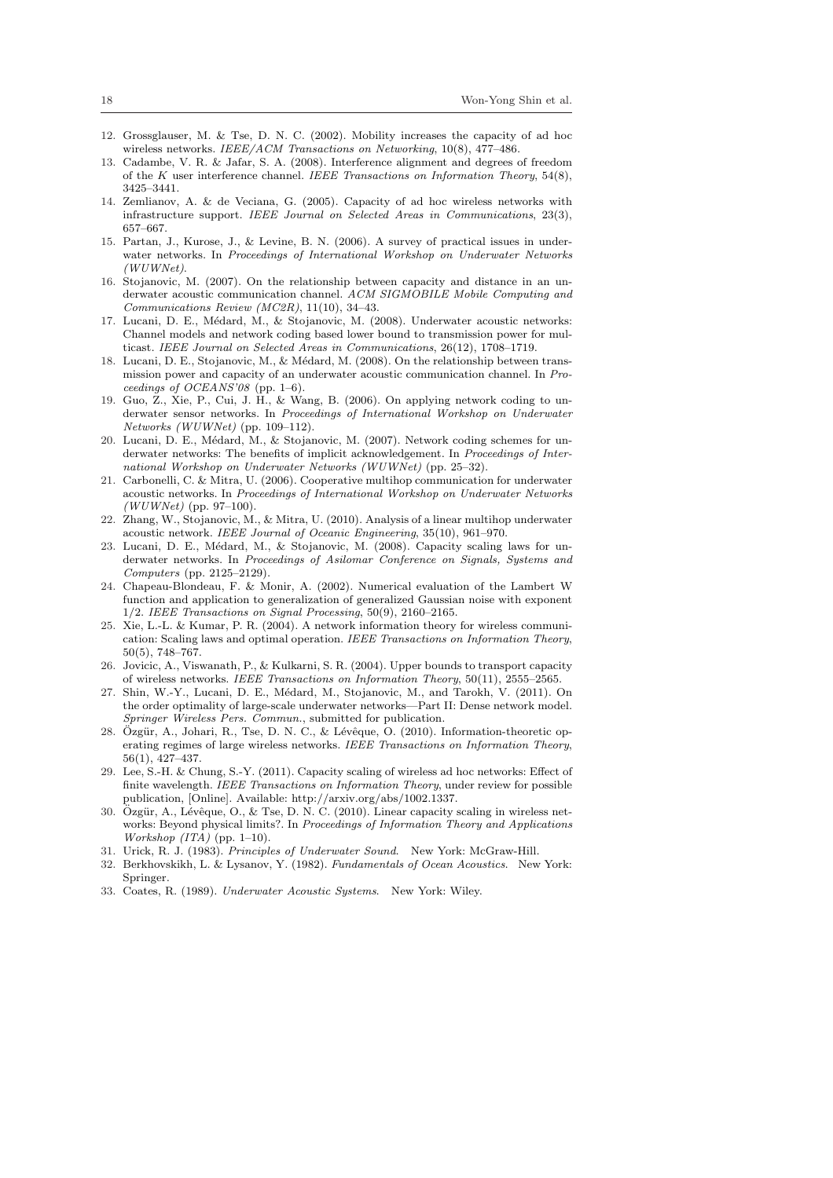12. Grossglauser, M. & Tse, D. N. C. (2002). Mobility increases the capacity of ad hoc wireless networks. *IEEE/ACM Transactions on Networking*, 10(8), 477–486.
13. Cadambe, V. R. & Jafar, S. A. (2008). Interference alignment and degrees of freedom of the $K$ user interference channel. *IEEE Transactions on Information Theory*, 54(8), 3425–3441.
14. Zemlianov, A. & de Veciana, G. (2005). Capacity of ad hoc wireless networks with infrastructure support. *IEEE Journal on Selected Areas in Communications*, 23(3), 657–667.
15. Partan, J., Kurose, J., & Levine, B. N. (2006). A survey of practical issues in underwater networks. In *Proceedings of International Workshop on Underwater Networks (WUWNet)*.
16. Stojanovic, M. (2007). On the relationship between capacity and distance in an underwater acoustic communication channel. *ACM SIGMOBILE Mobile Computing and Communications Review (MC2R)*, 11(10), 34–43.
17. Lucani, D. E., Médard, M., & Stojanovic, M. (2008). Underwater acoustic networks: Channel models and network coding based lower bound to transmission power for multicast. *IEEE Journal on Selected Areas in Communications*, 26(12), 1708–1719.
18. Lucani, D. E., Stojanovic, M., & Médard, M. (2008). On the relationship between transmission power and capacity of an underwater acoustic communication channel. In *Proceedings of OCEANS'08* (pp. 1–6).
19. Guo, Z., Xie, P., Cui, J. H., & Wang, B. (2006). On applying network coding to underwater sensor networks. In *Proceedings of International Workshop on Underwater Networks (WUWNet)* (pp. 109–112).
20. Lucani, D. E., Médard, M., & Stojanovic, M. (2007). Network coding schemes for underwater networks: The benefits of implicit acknowledgement. In *Proceedings of International Workshop on Underwater Networks (WUWNet)* (pp. 25–32).
21. Carbonelli, C. & Mitra, U. (2006). Cooperative multihop communication for underwater acoustic networks. In *Proceedings of International Workshop on Underwater Networks (WUWNet)* (pp. 97–100).
22. Zhang, W., Stojanovic, M., & Mitra, U. (2010). Analysis of a linear multihop underwater acoustic network. *IEEE Journal of Oceanic Engineering*, 35(10), 961–970.
23. Lucani, D. E., Médard, M., & Stojanovic, M. (2008). Capacity scaling laws for underwater networks. In *Proceedings of Asilomar Conference on Signals, Systems and Computers* (pp. 2125–2129).
24. Chapeau-Blondeau, F. & Monir, A. (2002). Numerical evaluation of the Lambert W function and application to generalization of generalized Gaussian noise with exponent 1/2. *IEEE Transactions on Signal Processing*, 50(9), 2160–2165.
25. Xie, L.-L. & Kumar, P. R. (2004). A network information theory for wireless communication: Scaling laws and optimal operation. *IEEE Transactions on Information Theory*, 50(5), 748–767.
26. Jovicic, A., Viswanath, P., & Kulkarni, S. R. (2004). Upper bounds to transport capacity of wireless networks. *IEEE Transactions on Information Theory*, 50(11), 2555–2565.
27. Shin, W.-Y., Lucani, D. E., Médard, M., Stojanovic, M., and Tarokh, V. (2011). On the order optimality of large-scale underwater networks—Part II: Dense network model. *Springer Wireless Pers. Commun.*, submitted for publication.
28. Özgür, A., Johari, R., Tse, D. N. C., & Lévêque, O. (2010). Information-theoretic operating regimes of large wireless networks. *IEEE Transactions on Information Theory*, 56(1), 427–437.
29. Lee, S.-H. & Chung, S.-Y. (2011). Capacity scaling of wireless ad hoc networks: Effect of finite wavelength. *IEEE Transactions on Information Theory*, under review for possible publication, [Online]. Available: http://arxiv.org/abs/1002.1337.
30. Özgür, A., Lévêque, O., & Tse, D. N. C. (2010). Linear capacity scaling in wireless networks: Beyond physical limits?. In *Proceedings of Information Theory and Applications Workshop (ITA)* (pp. 1–10).
31. Urick, R. J. (1983). *Principles of Underwater Sound*. New York: McGraw-Hill.
32. Berkhovskikh, L. & Lysanov, Y. (1982). *Fundamentals of Ocean Acoustics*. New York: Springer.
33. Coates, R. (1989). *Underwater Acoustic Systems*. New York: Wiley.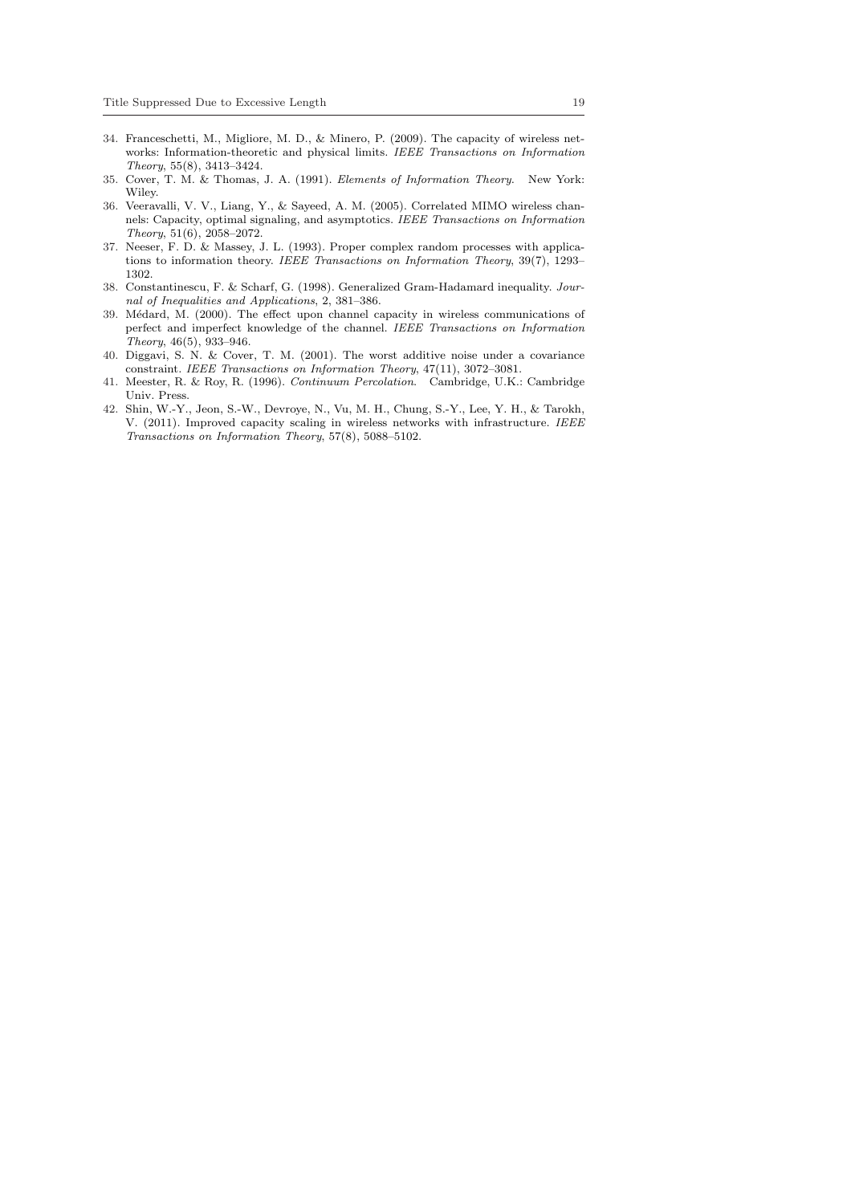34. Franceschetti, M., Migliore, M. D., & Minero, P. (2009). The capacity of wireless networks: Information-theoretic and physical limits. *IEEE Transactions on Information Theory*, 55(8), 3413–3424.
35. Cover, T. M. & Thomas, J. A. (1991). *Elements of Information Theory*. New York: Wiley.
36. Veeravalli, V. V., Liang, Y., & Sayeed, A. M. (2005). Correlated MIMO wireless channels: Capacity, optimal signaling, and asymptotics. *IEEE Transactions on Information Theory*, 51(6), 2058–2072.
37. Neeser, F. D. & Massey, J. L. (1993). Proper complex random processes with applications to information theory. *IEEE Transactions on Information Theory*, 39(7), 1293–1302.
38. Constantinescu, F. & Scharf, G. (1998). Generalized Gram-Hadamard inequality. *Journal of Inequalities and Applications*, 2, 381–386.
39. Médard, M. (2000). The effect upon channel capacity in wireless communications of perfect and imperfect knowledge of the channel. *IEEE Transactions on Information Theory*, 46(5), 933–946.
40. Diggavi, S. N. & Cover, T. M. (2001). The worst additive noise under a covariance constraint. *IEEE Transactions on Information Theory*, 47(11), 3072–3081.
41. Meester, R. & Roy, R. (1996). *Continuum Percolation*. Cambridge, U.K.: Cambridge Univ. Press.
42. Shin, W.-Y., Jeon, S.-W., Devroye, N., Vu, M. H., Chung, S.-Y., Lee, Y. H., & Tarokh, V. (2011). Improved capacity scaling in wireless networks with infrastructure. *IEEE Transactions on Information Theory*, 57(8), 5088–5102.